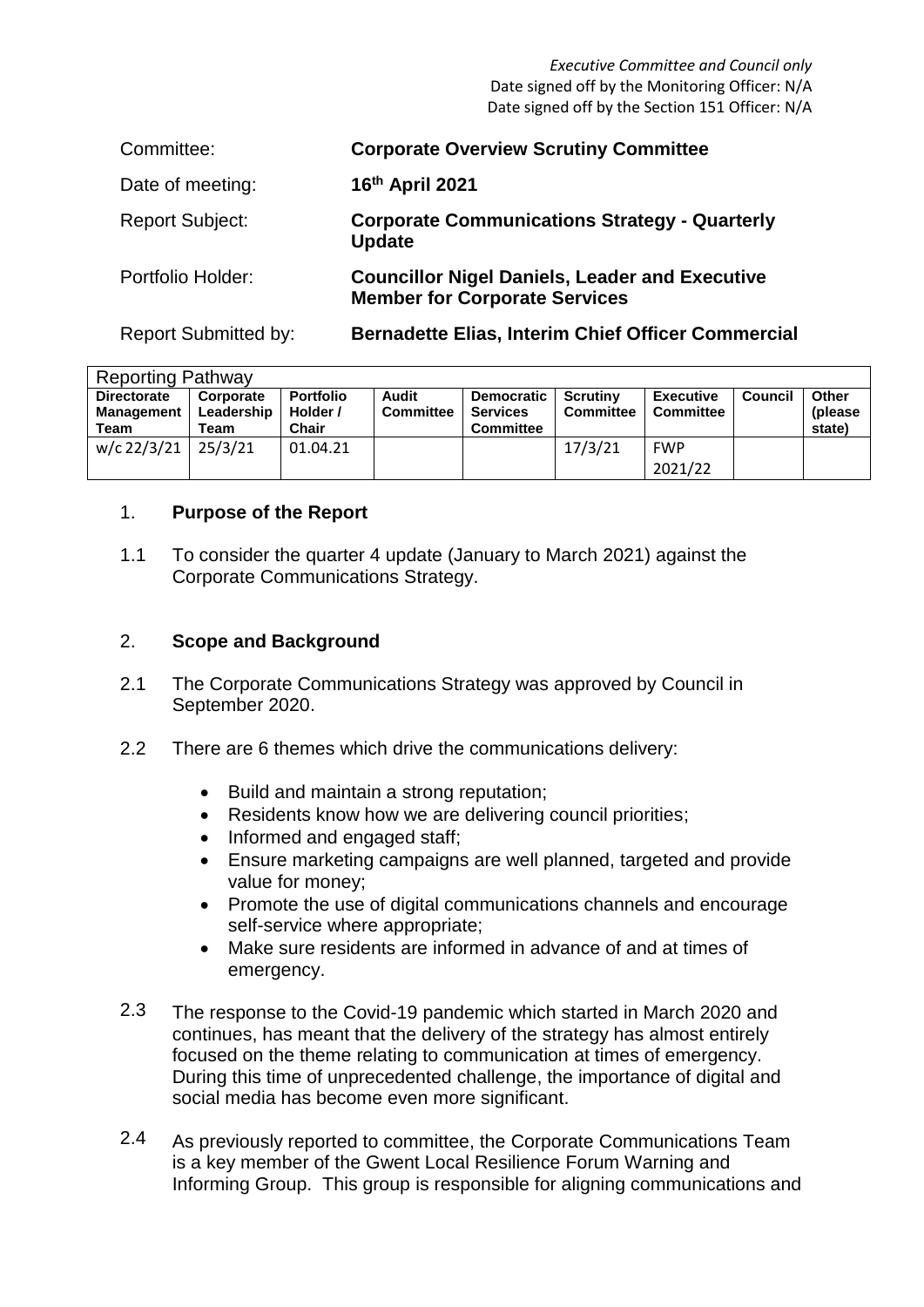*Executive Committee and Council only*
Date signed off by the Monitoring Officer: N/A
Date signed off by the Section 151 Officer: N/A

| | |
|---|---|
| Committee: | **Corporate Overview Scrutiny Committee** |
| Date of meeting: | **16th April 2021** |
| Report Subject: | **Corporate Communications Strategy - Quarterly Update** |
| Portfolio Holder: | **Councillor Nigel Daniels, Leader and Executive Member for Corporate Services** |
| Report Submitted by: | **Bernadette Elias, Interim Chief Officer Commercial** |

| Reporting Pathway | | | | | | | | |
|---|---|---|---|---|---|---|---|---|
| **Directorate Management Team** | **Corporate Leadership Team** | **Portfolio Holder / Chair** | **Audit Committee** | **Democratic Services Committee** | **Scrutiny Committee** | **Executive Committee** | **Council** | **Other (please state)** |
| w/c 22/3/21 | 25/3/21 | 01.04.21 | | | 17/3/21 | FWP 2021/22 | | |

## 1. Purpose of the Report

1.1 To consider the quarter 4 update (January to March 2021) against the Corporate Communications Strategy.

## 2. Scope and Background

2.1 The Corporate Communications Strategy was approved by Council in September 2020.

2.2 There are 6 themes which drive the communications delivery:

- Build and maintain a strong reputation;
- Residents know how we are delivering council priorities;
- Informed and engaged staff;
- Ensure marketing campaigns are well planned, targeted and provide value for money;
- Promote the use of digital communications channels and encourage self-service where appropriate;
- Make sure residents are informed in advance of and at times of emergency.

2.3 The response to the Covid-19 pandemic which started in March 2020 and continues, has meant that the delivery of the strategy has almost entirely focused on the theme relating to communication at times of emergency. During this time of unprecedented challenge, the importance of digital and social media has become even more significant.

2.4 As previously reported to committee, the Corporate Communications Team is a key member of the Gwent Local Resilience Forum Warning and Informing Group. This group is responsible for aligning communications and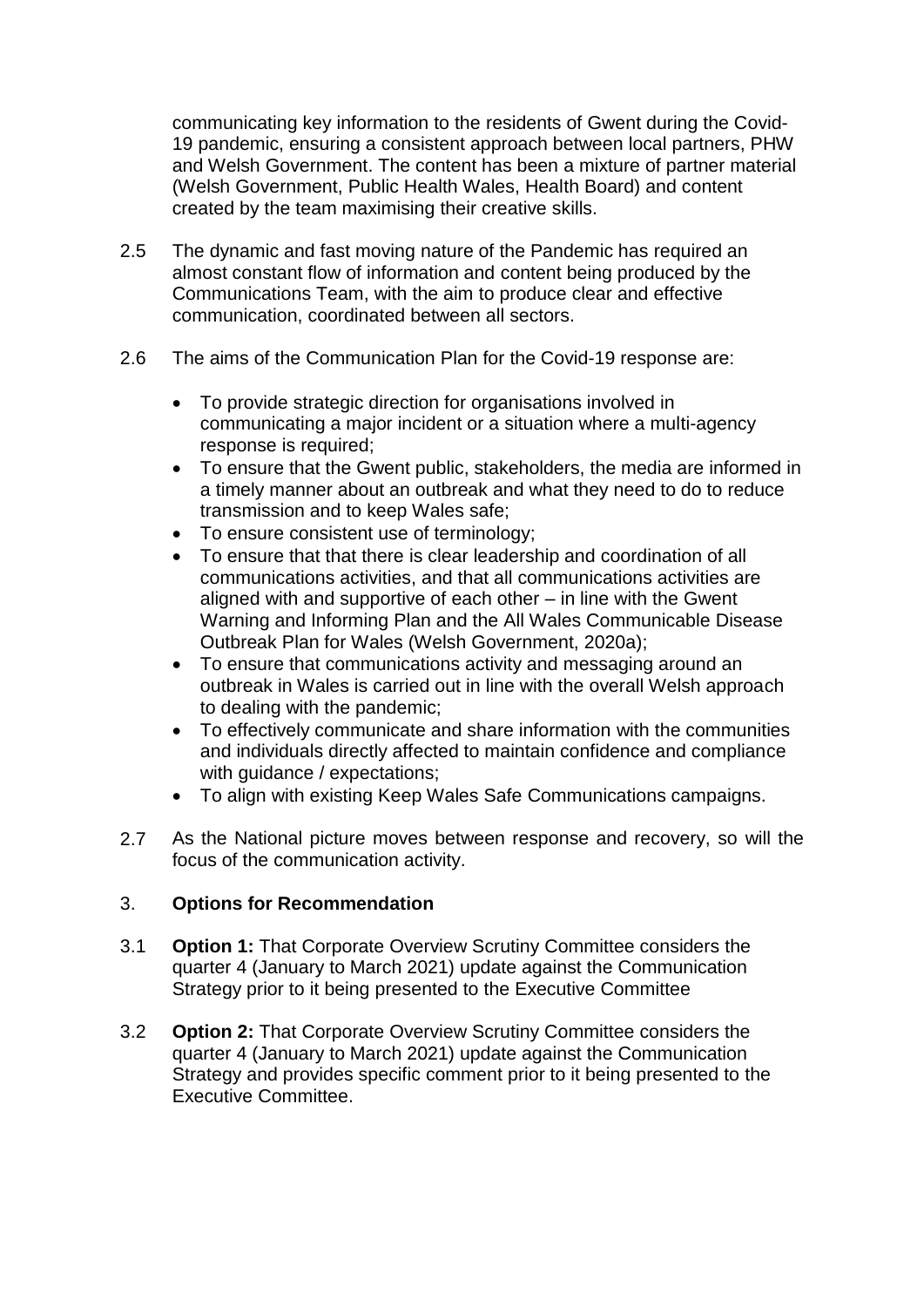communicating key information to the residents of Gwent during the Covid-19 pandemic, ensuring a consistent approach between local partners, PHW and Welsh Government. The content has been a mixture of partner material (Welsh Government, Public Health Wales, Health Board) and content created by the team maximising their creative skills.

2.5 The dynamic and fast moving nature of the Pandemic has required an almost constant flow of information and content being produced by the Communications Team, with the aim to produce clear and effective communication, coordinated between all sectors.

2.6 The aims of the Communication Plan for the Covid-19 response are:

- To provide strategic direction for organisations involved in communicating a major incident or a situation where a multi-agency response is required;
- To ensure that the Gwent public, stakeholders, the media are informed in a timely manner about an outbreak and what they need to do to reduce transmission and to keep Wales safe;
- To ensure consistent use of terminology;
- To ensure that that there is clear leadership and coordination of all communications activities, and that all communications activities are aligned with and supportive of each other – in line with the Gwent Warning and Informing Plan and the All Wales Communicable Disease Outbreak Plan for Wales (Welsh Government, 2020a);
- To ensure that communications activity and messaging around an outbreak in Wales is carried out in line with the overall Welsh approach to dealing with the pandemic;
- To effectively communicate and share information with the communities and individuals directly affected to maintain confidence and compliance with guidance / expectations;
- To align with existing Keep Wales Safe Communications campaigns.

2.7 As the National picture moves between response and recovery, so will the focus of the communication activity.

## 3. Options for Recommendation

3.1 **Option 1:** That Corporate Overview Scrutiny Committee considers the quarter 4 (January to March 2021) update against the Communication Strategy prior to it being presented to the Executive Committee

3.2 **Option 2:** That Corporate Overview Scrutiny Committee considers the quarter 4 (January to March 2021) update against the Communication Strategy and provides specific comment prior to it being presented to the Executive Committee.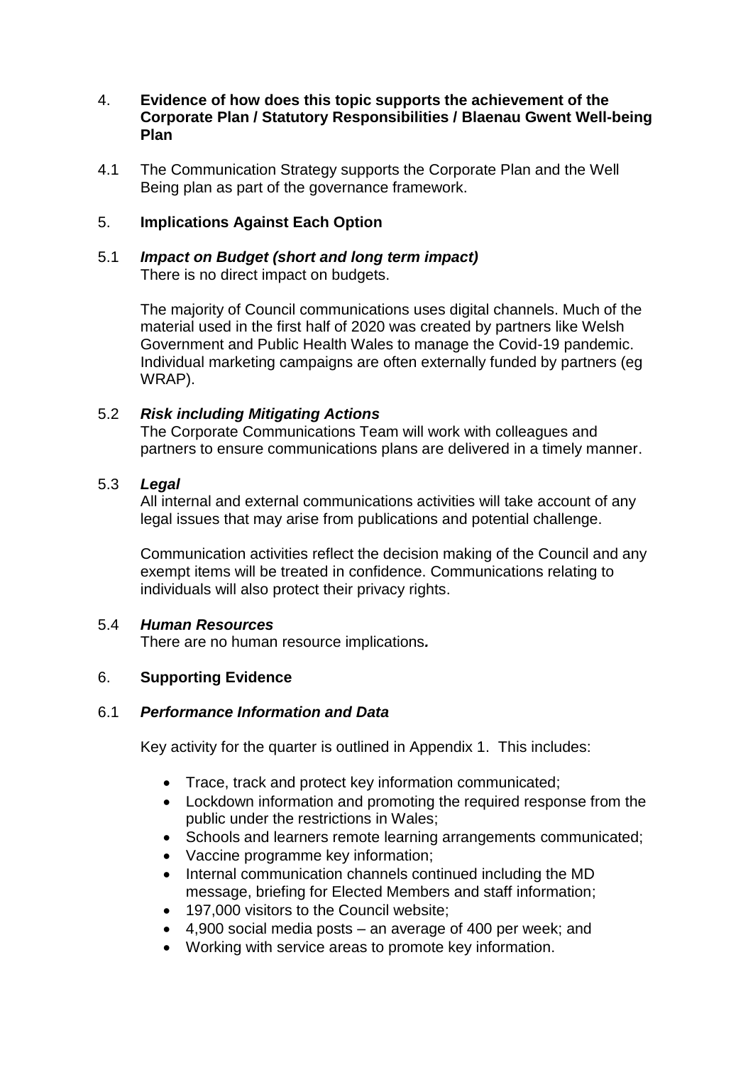4. **Evidence of how does this topic supports the achievement of the Corporate Plan / Statutory Responsibilities / Blaenau Gwent Well-being Plan**

4.1 The Communication Strategy supports the Corporate Plan and the Well Being plan as part of the governance framework.

5. **Implications Against Each Option**

5.1 ***Impact on Budget (short and long term impact)***
There is no direct impact on budgets.

The majority of Council communications uses digital channels. Much of the material used in the first half of 2020 was created by partners like Welsh Government and Public Health Wales to manage the Covid-19 pandemic. Individual marketing campaigns are often externally funded by partners (eg WRAP).

5.2 ***Risk including Mitigating Actions***
The Corporate Communications Team will work with colleagues and partners to ensure communications plans are delivered in a timely manner.

5.3 ***Legal***
All internal and external communications activities will take account of any legal issues that may arise from publications and potential challenge.

Communication activities reflect the decision making of the Council and any exempt items will be treated in confidence. Communications relating to individuals will also protect their privacy rights.

5.4 ***Human Resources***
There are no human resource implications***.***

6. **Supporting Evidence**

6.1 ***Performance Information and Data***

Key activity for the quarter is outlined in Appendix 1. This includes:

- Trace, track and protect key information communicated;
- Lockdown information and promoting the required response from the public under the restrictions in Wales;
- Schools and learners remote learning arrangements communicated;
- Vaccine programme key information;
- Internal communication channels continued including the MD message, briefing for Elected Members and staff information;
- 197,000 visitors to the Council website;
- 4,900 social media posts – an average of 400 per week; and
- Working with service areas to promote key information.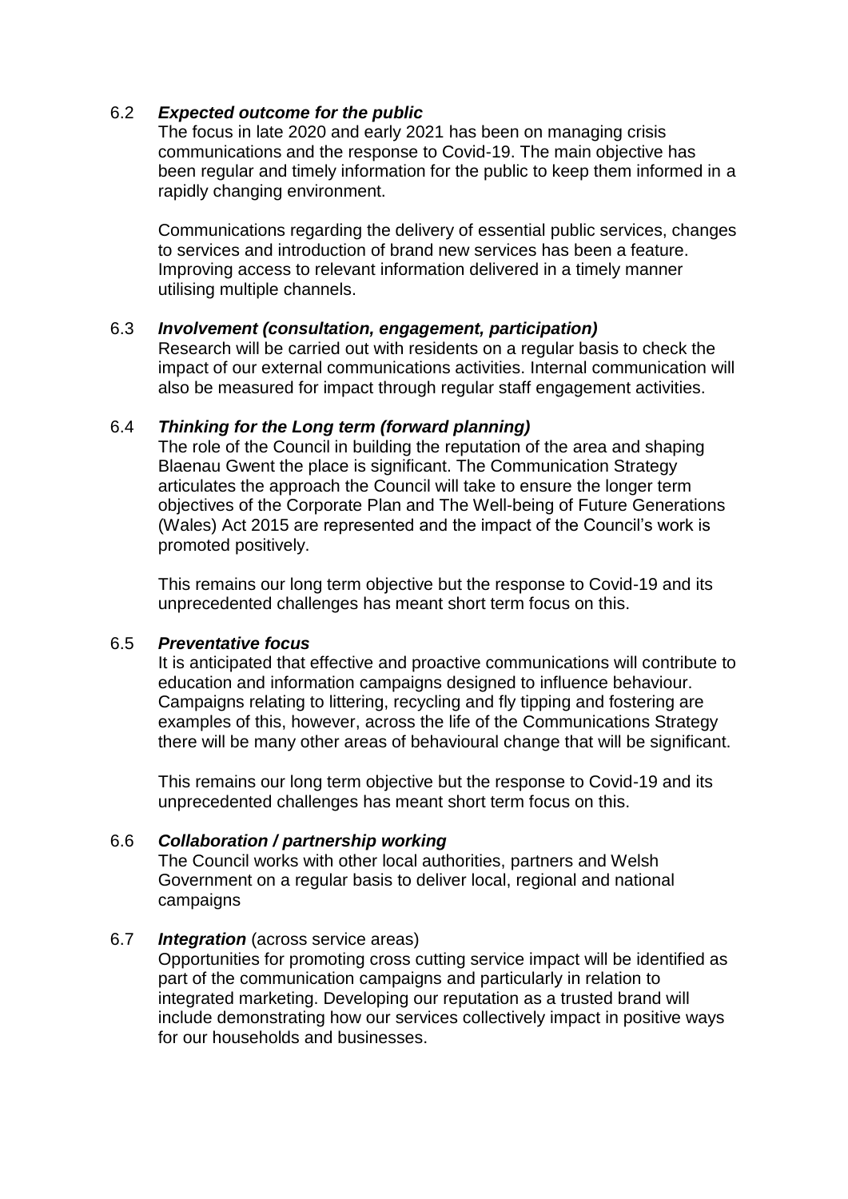6.2 ***Expected outcome for the public***

The focus in late 2020 and early 2021 has been on managing crisis communications and the response to Covid-19. The main objective has been regular and timely information for the public to keep them informed in a rapidly changing environment.

Communications regarding the delivery of essential public services, changes to services and introduction of brand new services has been a feature. Improving access to relevant information delivered in a timely manner utilising multiple channels.

6.3 ***Involvement (consultation, engagement, participation)***

Research will be carried out with residents on a regular basis to check the impact of our external communications activities. Internal communication will also be measured for impact through regular staff engagement activities.

6.4 ***Thinking for the Long term (forward planning)***

The role of the Council in building the reputation of the area and shaping Blaenau Gwent the place is significant. The Communication Strategy articulates the approach the Council will take to ensure the longer term objectives of the Corporate Plan and The Well-being of Future Generations (Wales) Act 2015 are represented and the impact of the Council's work is promoted positively.

This remains our long term objective but the response to Covid-19 and its unprecedented challenges has meant short term focus on this.

6.5 ***Preventative focus***

It is anticipated that effective and proactive communications will contribute to education and information campaigns designed to influence behaviour. Campaigns relating to littering, recycling and fly tipping and fostering are examples of this, however, across the life of the Communications Strategy there will be many other areas of behavioural change that will be significant.

This remains our long term objective but the response to Covid-19 and its unprecedented challenges has meant short term focus on this.

6.6 ***Collaboration / partnership working***

The Council works with other local authorities, partners and Welsh Government on a regular basis to deliver local, regional and national campaigns

6.7 ***Integration*** (across service areas)

Opportunities for promoting cross cutting service impact will be identified as part of the communication campaigns and particularly in relation to integrated marketing. Developing our reputation as a trusted brand will include demonstrating how our services collectively impact in positive ways for our households and businesses.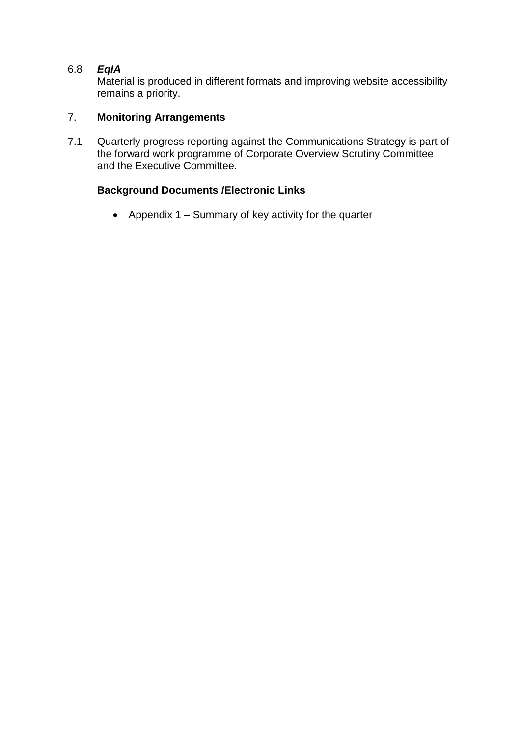6.8 ***EqIA***
Material is produced in different formats and improving website accessibility remains a priority.

## 7. Monitoring Arrangements

7.1 Quarterly progress reporting against the Communications Strategy is part of the forward work programme of Corporate Overview Scrutiny Committee and the Executive Committee.

**Background Documents /Electronic Links**

- Appendix 1 – Summary of key activity for the quarter